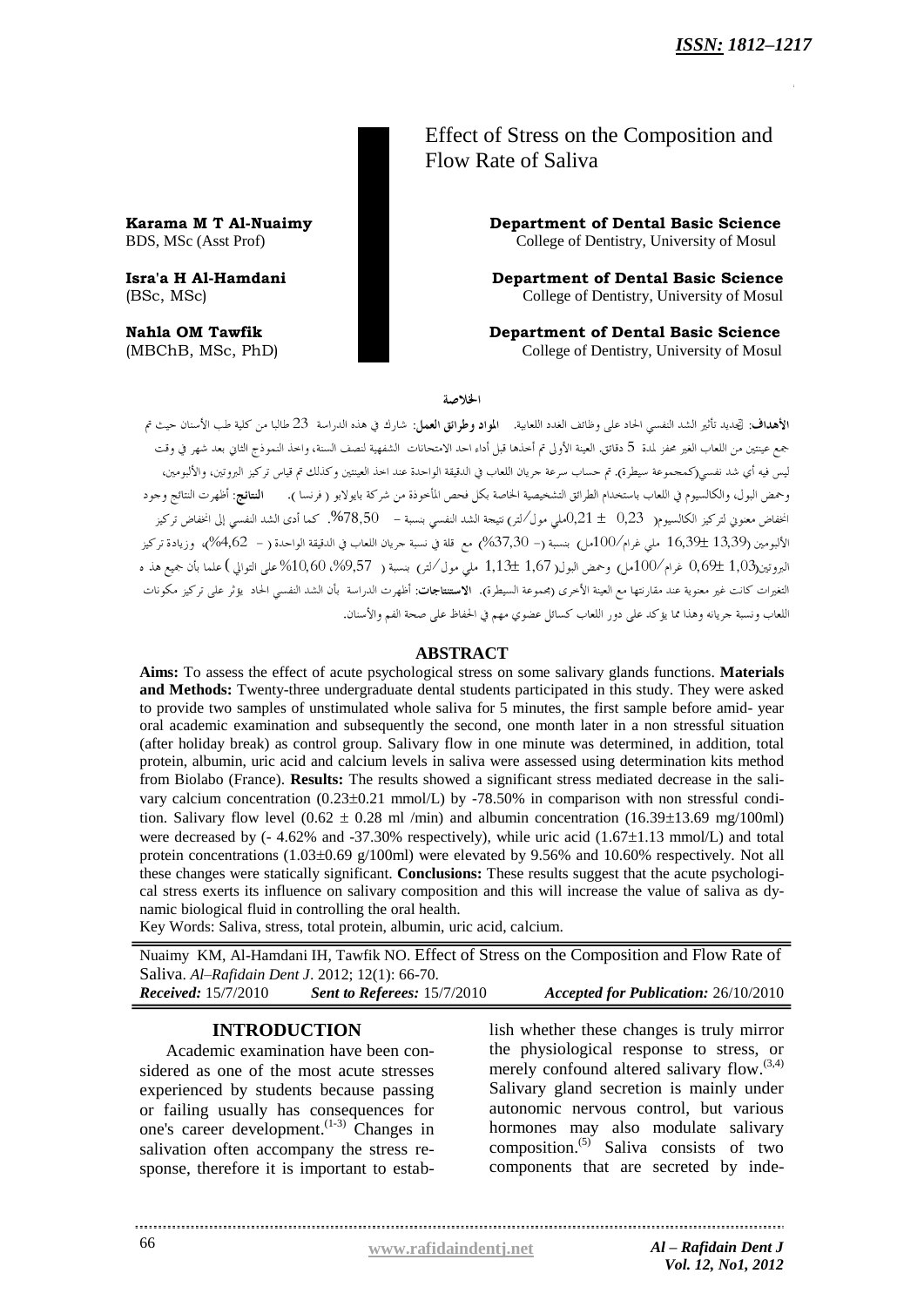# Effect of Stress on the Composition and Flow Rate of Saliva

**Karama M T Al-Nuaimy**
BDS, MSc (Asst Prof)
**Department of Dental Basic Science**
College of Dentistry, University of Mosul

**Isra'a H Al-Hamdani**
(BSc, MSc)
**Department of Dental Basic Science**
College of Dentistry, University of Mosul

**Nahla OM Tawfik**
(MBChB, MSc, PhD)
**Department of Dental Basic Science**
College of Dentistry, University of Mosul

## الخلاصة

**الأهداف**: تحديد تأثير الشد النفسي الحاد على وظائف الغدد اللعابية. **المواد وطرائق العمل**: شارك في هذه الدراسة 23 طالبا من كلية طب الأسنان حيث تم جمع عينتين من اللعاب الغير محفز لمدة 5 دقائق. العينة الأولى تم أخذها قبل أداء احد الامتحانات الشفهية لنصف السنة، واخذ النموذج الثاني بعد شهر في وقت ليس فيه أي شد نفسي(كمجموعة سيطرة). تم حساب سرعة جريان اللعاب في الدقيقة الواحدة عند اخذ العينتين وكذلك تم قياس تركيز البروتين، والألبومين، وحمض البول، والكالسيوم في اللعاب باستخدام الطرائق التشخيصية الخاصة بكل فحص المأخوذة من شركة بايولابو ( فرنسا ). **النتائج**: أظهرت النتائج وجود انخفاض معنوي لتركيز الكالسيوم( 0,23 ± 0,21ملي مول/لتر) نتيجة الشد النفسي بنسبة – 78,50%. كما أدى الشد النفسي إلى انخفاض تركيز الألبومين (13,39± 16,39 ملي غرام/100مل) بنسبة (– 37,30%) مع قلة في نسبة جريان اللعاب في الدقيقة الواحدة ( – 4,62%)، وزيادة تركيز البروتين(1,03± 0,69 غرام/100مل) وحمض البول(1,67 ±1,13 ملي مول/لتر) بنسبة ( 9,57%، 10,60% على التوالي ) علما بأن جميع هذه التغيرات كانت غير معنوية عند مقارنتها مع العينة الأخرى (مجموعة السيطرة). **الاستنتاجات**: أظهرت الدراسة بأن الشد النفسي الحاد يؤثر على تركيز مكونات اللعاب ونسبة جريانه وهذا مما يؤكد على دور اللعاب كسائل عضوي مهم في الحفاظ على صحة الفم والأسنان.

## ABSTRACT

**Aims:** To assess the effect of acute psychological stress on some salivary glands functions. **Materials and Methods:** Twenty-three undergraduate dental students participated in this study. They were asked to provide two samples of unstimulated whole saliva for 5 minutes, the first sample before amid- year oral academic examination and subsequently the second, one month later in a non stressful situation (after holiday break) as control group. Salivary flow in one minute was determined, in addition, total protein, albumin, uric acid and calcium levels in saliva were assessed using determination kits method from Biolabo (France). **Results:** The results showed a significant stress mediated decrease in the salivary calcium concentration (0.23±0.21 mmol/L) by -78.50% in comparison with non stressful condition. Salivary flow level (0.62 ± 0.28 ml /min) and albumin concentration (16.39±13.69 mg/100ml) were decreased by (- 4.62% and -37.30% respectively), while uric acid (1.67±1.13 mmol/L) and total protein concentrations (1.03±0.69 g/100ml) were elevated by 9.56% and 10.60% respectively. Not all these changes were statically significant. **Conclusions:** These results suggest that the acute psychological stress exerts its influence on salivary composition and this will increase the value of saliva as dynamic biological fluid in controlling the oral health.

Key Words: Saliva, stress, total protein, albumin, uric acid, calcium.

Nuaimy KM, Al-Hamdani IH, Tawfik NO. Effect of Stress on the Composition and Flow Rate of Saliva. *Al–Rafidain Dent J*. 2012; 12(1): 66-70.

***Received:*** 15/7/2010 ***Sent to Referees:*** 15/7/2010 ***Accepted for Publication:*** 26/10/2010

## INTRODUCTION

Academic examination have been considered as one of the most acute stresses experienced by students because passing or failing usually has consequences for one's career development.[1-3] Changes in salivation often accompany the stress response, therefore it is important to establish whether these changes is truly mirror the physiological response to stress, or merely confound altered salivary flow.[3,4] Salivary gland secretion is mainly under autonomic nervous control, but various hormones may also modulate salivary composition.[5] Saliva consists of two components that are secreted by inde-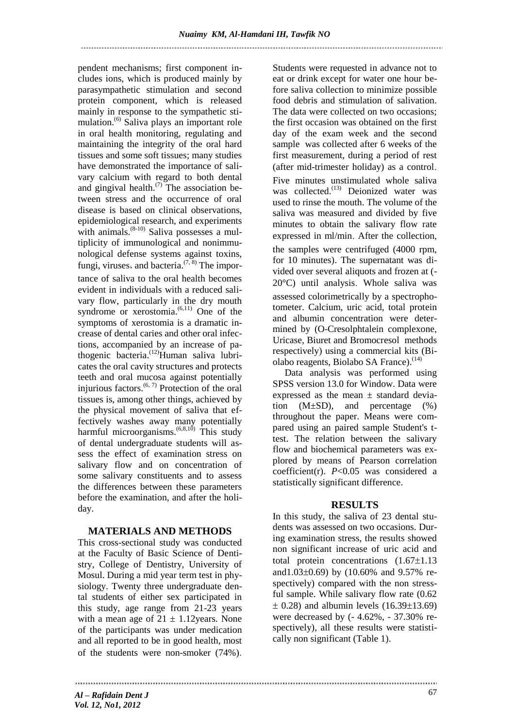pendent mechanisms; first component includes ions, which is produced mainly by parasympathetic stimulation and second protein component, which is released mainly in response to the sympathetic stimulation.[6] Saliva plays an important role in oral health monitoring, regulating and maintaining the integrity of the oral hard tissues and some soft tissues; many studies have demonstrated the importance of salivary calcium with regard to both dental and gingival health.[7] The association between stress and the occurrence of oral disease is based on clinical observations, epidemiological research, and experiments with animals.[8-10] Saliva possesses a multiplicity of immunological and nonimmunological defense systems against toxins, fungi, viruses, and bacteria.[7, 8] The importance of saliva to the oral health becomes evident in individuals with a reduced salivary flow, particularly in the dry mouth syndrome or xerostomia.[6,11] One of the symptoms of xerostomia is a dramatic increase of dental caries and other oral infections, accompanied by an increase of pathogenic bacteria.[12]Human saliva lubricates the oral cavity structures and protects teeth and oral mucosa against potentially injurious factors.[6, 7] Protection of the oral tissues is, among other things, achieved by the physical movement of saliva that effectively washes away many potentially harmful microorganisms.[6,8,10] This study of dental undergraduate students will assess the effect of examination stress on salivary flow and on concentration of some salivary constituents and to assess the differences between these parameters before the examination, and after the holiday.

## MATERIALS AND METHODS

This cross-sectional study was conducted at the Faculty of Basic Science of Dentistry, College of Dentistry, University of Mosul. During a mid year term test in physiology. Twenty three undergraduate dental students of either sex participated in this study, age range from 21-23 years with a mean age of 21 ± 1.12years. None of the participants was under medication and all reported to be in good health, most of the students were non-smoker (74%). Students were requested in advance not to eat or drink except for water one hour before saliva collection to minimize possible food debris and stimulation of salivation. The data were collected on two occasions; the first occasion was obtained on the first day of the exam week and the second sample was collected after 6 weeks of the first measurement, during a period of rest (after mid-trimester holiday) as a control. Five minutes unstimulated whole saliva was collected.[13] Deionized water was used to rinse the mouth. The volume of the saliva was measured and divided by five minutes to obtain the salivary flow rate expressed in ml/min. After the collection, the samples were centrifuged (4000 rpm, for 10 minutes). The supernatant was divided over several aliquots and frozen at (-20°C) until analysis. Whole saliva was assessed colorimetrically by a spectrophotometer. Calcium, uric acid, total protein and albumin concentration were determined by (O-Cresolphtalein complexone, Uricase, Biuret and Bromocresol methods respectively) using a commercial kits (Biolabo reagents, Biolabo SA France).[14]

Data analysis was performed using SPSS version 13.0 for Window. Data were expressed as the mean ± standard deviation (M±SD), and percentage (%) throughout the paper. Means were compared using an paired sample Student's t-test. The relation between the salivary flow and biochemical parameters was explored by means of Pearson correlation coefficient(r). $P$<0.05 was considered a statistically significant difference.

## RESULTS

In this study, the saliva of 23 dental students was assessed on two occasions. During examination stress, the results showed non significant increase of uric acid and total protein concentrations (1.67±1.13 and1.03±0.69) by (10.60% and 9.57% respectively) compared with the non stressful sample. While salivary flow rate (0.62 ± 0.28) and albumin levels (16.39±13.69) were decreased by (- 4.62%, - 37.30% respectively), all these results were statistically non significant (Table 1).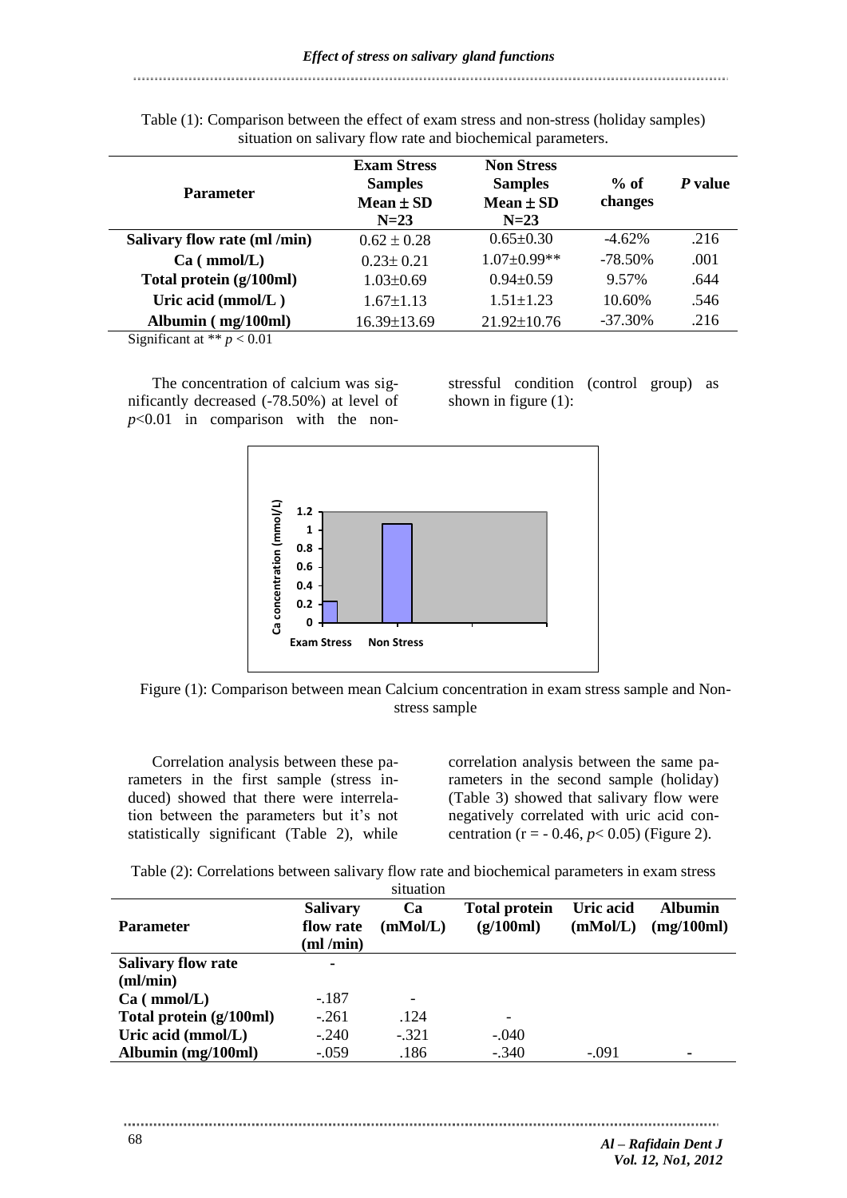Table (1): Comparison between the effect of exam stress and non-stress (holiday samples) situation on salivary flow rate and biochemical parameters.

| Parameter | Exam Stress Samples Mean ± SD N=23 | Non Stress Samples Mean ± SD N=23 | % of changes | *P* value |
|---|---|---|---|---|
| **Salivary flow rate (ml /min)** | 0.62 ± 0.28 | 0.65±0.30 | -4.62% | .216 |
| **Ca ( mmol/L)** | 0.23± 0.21 | 1.07±0.99** | -78.50% | .001 |
| **Total protein (g/100ml)** | 1.03±0.69 | 0.94±0.59 | 9.57% | .644 |
| **Uric acid (mmol/L )** | 1.67±1.13 | 1.51±1.23 | 10.60% | .546 |
| **Albumin ( mg/100ml)** | 16.39±13.69 | 21.92±10.76 | -37.30% | .216 |

Significant at ** $p < 0.01$

The concentration of calcium was significantly decreased (-78.50%) at level of $p<0.01$ in comparison with the non-stressful condition (control group) as shown in figure (1):

Figure (1): Comparison between mean Calcium concentration in exam stress sample and Non-stress sample

Correlation analysis between these parameters in the first sample (stress induced) showed that there were interrelation between the parameters but it's not statistically significant (Table 2), while correlation analysis between the same parameters in the second sample (holiday) (Table 3) showed that salivary flow were negatively correlated with uric acid concentration ($r = -0.46$, $p < 0.05$) (Figure 2).

Table (2): Correlations between salivary flow rate and biochemical parameters in exam stress situation

| Parameter | Salivary flow rate (ml /min) | Ca (mMol/L) | Total protein (g/100ml) | Uric acid (mMol/L) | Albumin (mg/100ml) |
|---|---|---|---|---|---|
| **Salivary flow rate (ml/min)** | - | | | | |
| **Ca ( mmol/L)** | -.187 | - | | | |
| **Total protein (g/100ml)** | -.261 | .124 | - | | |
| **Uric acid (mmol/L)** | -.240 | -.321 | -.040 | | |
| **Albumin (mg/100ml)** | -.059 | .186 | -.340 | -.091 | - |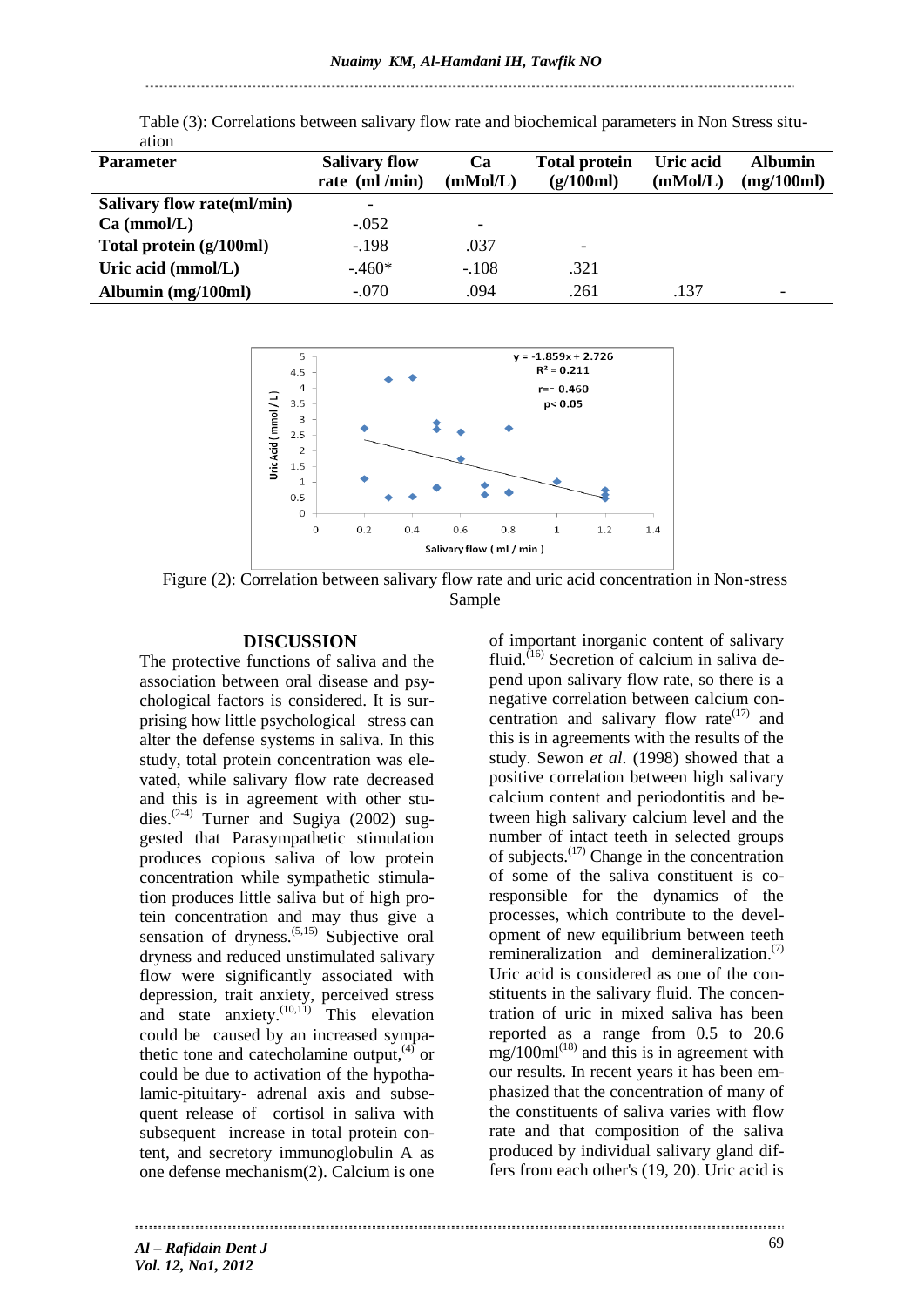Table (3): Correlations between salivary flow rate and biochemical parameters in Non Stress situation

| Parameter | Salivary flow rate (ml /min) | Ca (mMol/L) | Total protein (g/100ml) | Uric acid (mMol/L) | Albumin (mg/100ml) |
|---|---|---|---|---|---|
| **Salivary flow rate(ml/min)** | - | | | | |
| **Ca (mmol/L)** | -.052 | - | | | |
| **Total protein (g/100ml)** | -.198 | .037 | - | | |
| **Uric acid (mmol/L)** | -.460* | -.108 | .321 | | |
| **Albumin (mg/100ml)** | -.070 | .094 | .261 | .137 | - |

Figure (2): Correlation between salivary flow rate and uric acid concentration in Non-stress Sample

## DISCUSSION

The protective functions of saliva and the association between oral disease and psychological factors is considered. It is surprising how little psychological stress can alter the defense systems in saliva. In this study, total protein concentration was elevated, while salivary flow rate decreased and this is in agreement with other studies.[2-4] Turner and Sugiya (2002) suggested that Parasympathetic stimulation produces copious saliva of low protein concentration while sympathetic stimulation produces little saliva but of high protein concentration and may thus give a sensation of dryness.[5,15] Subjective oral dryness and reduced unstimulated salivary flow were significantly associated with depression, trait anxiety, perceived stress and state anxiety.[10,11] This elevation could be caused by an increased sympathetic tone and catecholamine output,[4] or could be due to activation of the hypothalamic-pituitary- adrenal axis and subsequent release of cortisol in saliva with subsequent increase in total protein content, and secretory immunoglobulin A as one defense mechanism(2). Calcium is one of important inorganic content of salivary fluid.[16] Secretion of calcium in saliva depend upon salivary flow rate, so there is a negative correlation between calcium concentration and salivary flow rate[17] and this is in agreements with the results of the study. Sewon *et al*. (1998) showed that a positive correlation between high salivary calcium content and periodontitis and between high salivary calcium level and the number of intact teeth in selected groups of subjects.[17] Change in the concentration of some of the saliva constituent is co-responsible for the dynamics of the processes, which contribute to the development of new equilibrium between teeth remineralization and demineralization.[7] Uric acid is considered as one of the constituents in the salivary fluid. The concentration of uric in mixed saliva has been reported as a range from 0.5 to 20.6 mg/100ml[18] and this is in agreement with our results. In recent years it has been emphasized that the concentration of many of the constituents of saliva varies with flow rate and that composition of the saliva produced by individual salivary gland differs from each other's (19, 20). Uric acid is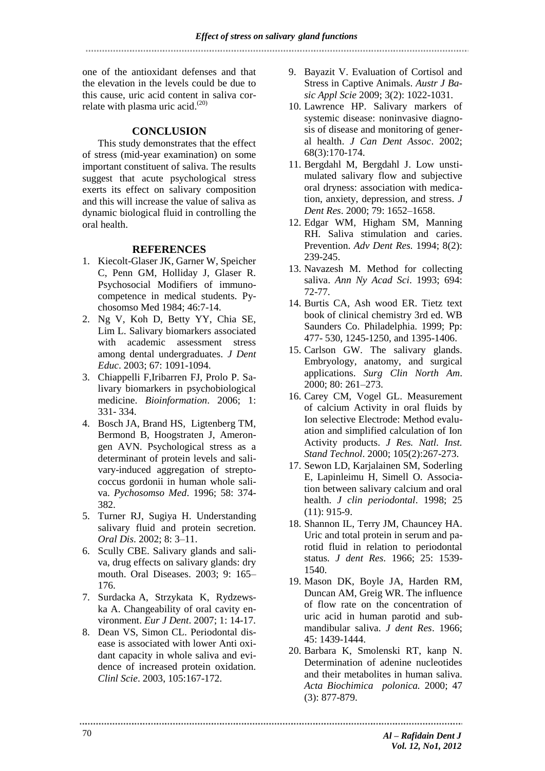one of the antioxidant defenses and that the elevation in the levels could be due to this cause, uric acid content in saliva correlate with plasma uric acid.[20]

## CONCLUSION

This study demonstrates that the effect of stress (mid-year examination) on some important constituent of saliva. The results suggest that acute psychological stress exerts its effect on salivary composition and this will increase the value of saliva as dynamic biological fluid in controlling the oral health.

## REFERENCES

1. Kiecolt-Glaser JK, Garner W, Speicher C, Penn GM, Holliday J, Glaser R. Psychosocial Modifiers of immunocompetence in medical students. Pychosomso Med 1984; 46:7-14.
2. Ng V, Koh D, Betty YY, Chia SE, Lim L. Salivary biomarkers associated with academic assessment stress among dental undergraduates. *J Dent Educ*. 2003; 67: 1091-1094.
3. Chiappelli F,Iribarren FJ, Prolo P. Salivary biomarkers in psychobiological medicine. *Bioinformation*. 2006; 1: 331- 334.
4. Bosch JA, Brand HS, Ligtenberg TM, Bermond B, Hoogstraten J, Amerongen AVN. Psychological stress as a determinant of protein levels and salivary-induced aggregation of streptococcus gordonii in human whole saliva. *Pychosomso Med*. 1996; 58: 374-382.
5. Turner RJ, Sugiya H. Understanding salivary fluid and protein secretion. *Oral Dis*. 2002; 8: 3–11.
6. Scully CBE. Salivary glands and saliva, drug effects on salivary glands: dry mouth. Oral Diseases. 2003; 9: 165–176.
7. Surdacka A, Strzykata K, Rydzewska A. Changeability of oral cavity environment. *Eur J Dent*. 2007; 1: 14-17.
8. Dean VS, Simon CL. Periodontal disease is associated with lower Anti oxidant capacity in whole saliva and evidence of increased protein oxidation. *Clinl Scie*. 2003, 105:167-172.
9. Bayazit V. Evaluation of Cortisol and Stress in Captive Animals. *Austr J Basic Appl Scie* 2009; 3(2): 1022-1031.
10. Lawrence HP. Salivary markers of systemic disease: noninvasive diagnosis of disease and monitoring of general health. *J Can Dent Assoc*. 2002; 68(3):170-174.
11. Bergdahl M, Bergdahl J. Low unstimulated salivary flow and subjective oral dryness: association with medication, anxiety, depression, and stress. *J Dent Res*. 2000; 79: 1652–1658.
12. Edgar WM, Higham SM, Manning RH. Saliva stimulation and caries. Prevention. *Adv Dent Res*. 1994; 8(2): 239-245.
13. Navazesh M. Method for collecting saliva. *Ann Ny Acad Sci*. 1993; 694: 72-77.
14. Burtis CA, Ash wood ER. Tietz text book of clinical chemistry 3rd ed. WB Saunders Co. Philadelphia. 1999; Pp: 477- 530, 1245-1250, and 1395-1406.
15. Carlson GW. The salivary glands. Embryology, anatomy, and surgical applications. *Surg Clin North Am*. 2000; 80: 261–273.
16. Carey CM, Vogel GL. Measurement of calcium Activity in oral fluids by Ion selective Electrode: Method evaluation and simplified calculation of Ion Activity products. *J Res. Natl. Inst. Stand Technol*. 2000; 105(2):267-273.
17. Sewon LD, Karjalainen SM, Soderling E, Lapinleimu H, Simell O. Association between salivary calcium and oral health. *J clin periodontal*. 1998; 25 (11): 915-9.
18. Shannon IL, Terry JM, Chauncey HA. Uric and total protein in serum and parotid fluid in relation to periodontal status. *J dent Res*. 1966; 25: 1539-1540.
19. Mason DK, Boyle JA, Harden RM, Duncan AM, Greig WR. The influence of flow rate on the concentration of uric acid in human parotid and submandibular saliva. *J dent Res*. 1966; 45: 1439-1444.
20. Barbara K, Smolenski RT, kanp N. Determination of adenine nucleotides and their metabolites in human saliva. *Acta Biochimica polonica.* 2000; 47 (3): 877-879.